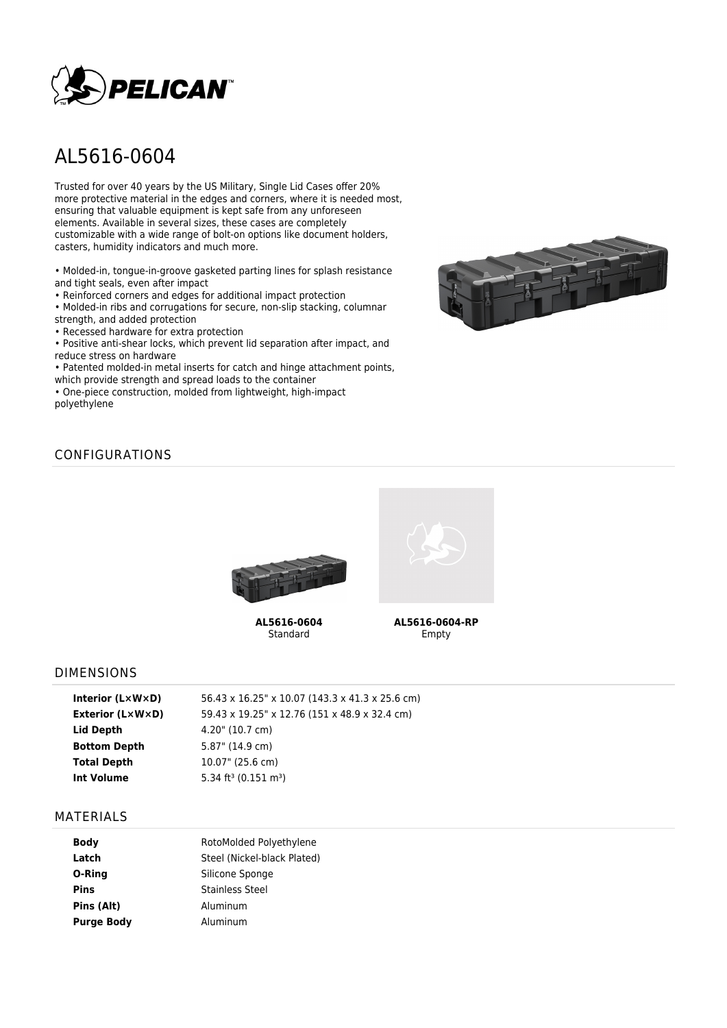# AL5616-0604

Trusted for over 40 years by the US Military, Single Lid Cases offer 20% more protective material in the edges and corners, where it is needed most, ensuring that valuable equipment is kept safe from any unforeseen elements. Available in several sizes, these cases are completely customizable with a wide range of bolt-on options like document holders, casters, humidity indicators and much more.

- Molded-in, tongue-in-groove gasketed parting lines for splash resistance and tight seals, even after impact
- Reinforced corners and edges for additional impact protection
- Molded-in ribs and corrugations for secure, non-slip stacking, columnar strength, and added protection
- Recessed hardware for extra protection
- Positive anti-shear locks, which prevent lid separation after impact, and reduce stress on hardware
- Patented molded-in metal inserts for catch and hinge attachment points, which provide strength and spread loads to the container
- One-piece construction, molded from lightweight, high-impact polyethylene

## CONFIGURATIONS

**AL5616-0604**
Standard

**AL5616-0604-RP**
Empty

## DIMENSIONS

| | |
|---|---|
| **Interior (L×W×D)** | 56.43 x 16.25" x 10.07 (143.3 x 41.3 x 25.6 cm) |
| **Exterior (L×W×D)** | 59.43 x 19.25" x 12.76 (151 x 48.9 x 32.4 cm) |
| **Lid Depth** | 4.20" (10.7 cm) |
| **Bottom Depth** | 5.87" (14.9 cm) |
| **Total Depth** | 10.07" (25.6 cm) |
| **Int Volume** | 5.34 ft³ (0.151 m³) |

## MATERIALS

| | |
|---|---|
| **Body** | RotoMolded Polyethylene |
| **Latch** | Steel (Nickel-black Plated) |
| **O-Ring** | Silicone Sponge |
| **Pins** | Stainless Steel |
| **Pins (Alt)** | Aluminum |
| **Purge Body** | Aluminum |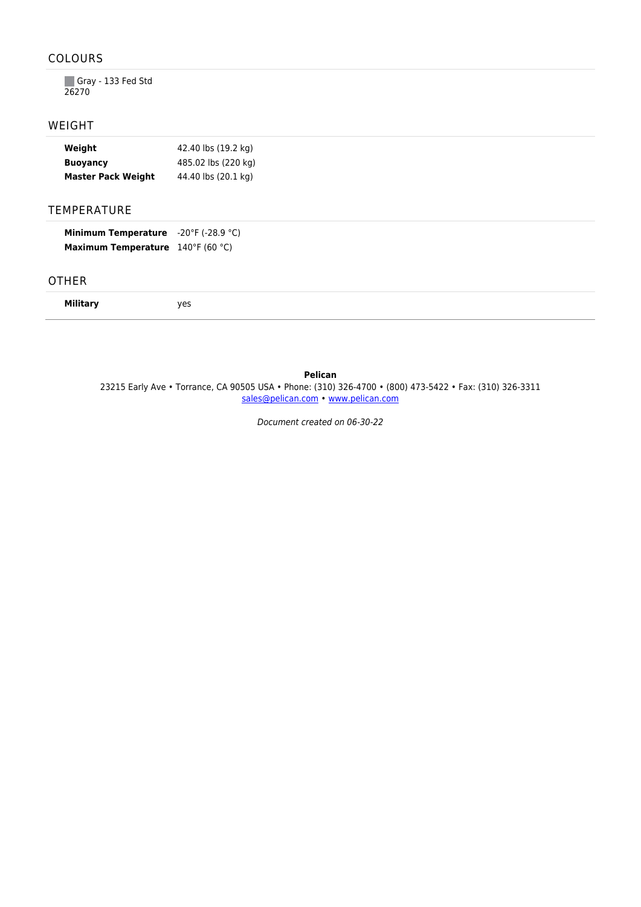## COLOURS

Gray - 133 Fed Std 26270

## WEIGHT

| | |
|---|---|
| **Weight** | 42.40 lbs (19.2 kg) |
| **Buoyancy** | 485.02 lbs (220 kg) |
| **Master Pack Weight** | 44.40 lbs (20.1 kg) |

## TEMPERATURE

| | |
|---|---|
| **Minimum Temperature** | -20°F (-28.9 °C) |
| **Maximum Temperature** | 140°F (60 °C) |

## OTHER

| | |
|---|---|
| **Military** | yes |

**Pelican**
23215 Early Ave • Torrance, CA 90505 USA • Phone: (310) 326-4700 • (800) 473-5422 • Fax: (310) 326-3311
sales@pelican.com • www.pelican.com

*Document created on 06-30-22*